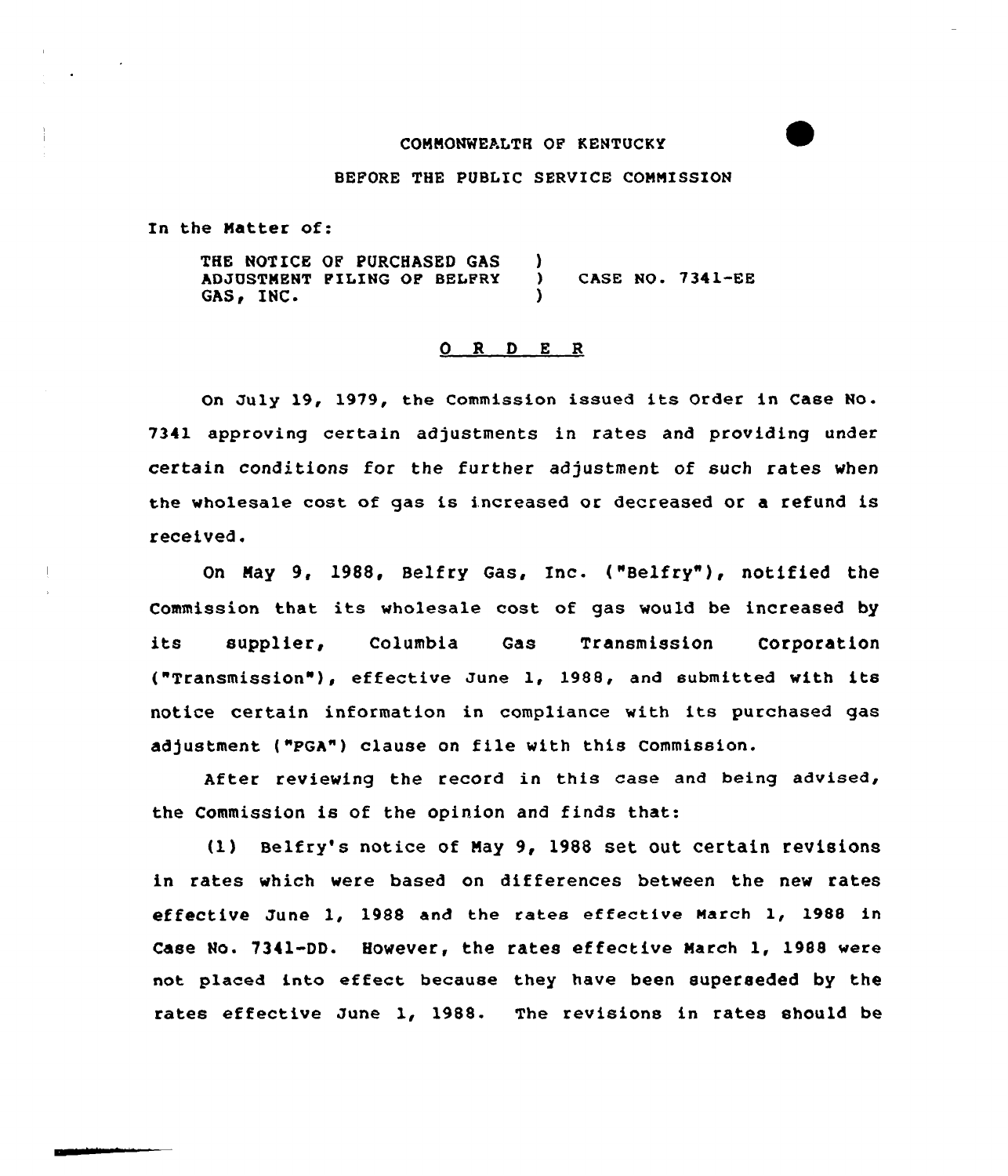COMMONWEALTH OF KENTUCKY

BEFORE THE PUBLIC SERVICE COMMISSION

In the Matter of:

THE NOTICE OF PURCHASED GAS ADJUSTMENT FILING OF BELFRY GAS, INC. ) CASE NO. 7341-EE

## O R D E R

On July 19, 1979, the Commission issued its Order in Case No. 7341 approving certain adjustments in rates and providing under certain conditions for the further adjustment of such rates when the wholesale cost of gas is increased or decreased or a refund is received.

On May 9, 1988, Belfry Gas, Inc. ("Belfry"), notified the Commission that its wholesale cost of gas would be increased by its supplier, Columbia Gas Transmission Corporation ("Transmission"), effective June 1, 1988, and submitted with its notice certain information in compliance with its purchased gas adjustment ("PGA") clause on file with this Commission.

After reviewing the record in this case and being advised, the Commission is of the opinion and finds that:

(1) Belfry's notice of May 9, 1988 set out certain revisions in rates which were based on differences between the new rates effective June 1, 1988 and the rates effective March 1, 1988 in Case No. 7341-DD. However, the rates effective March 1, 1988 were not placed into effect because they have been superseded by the rates effective June 1, 1988. The revisions in rates should be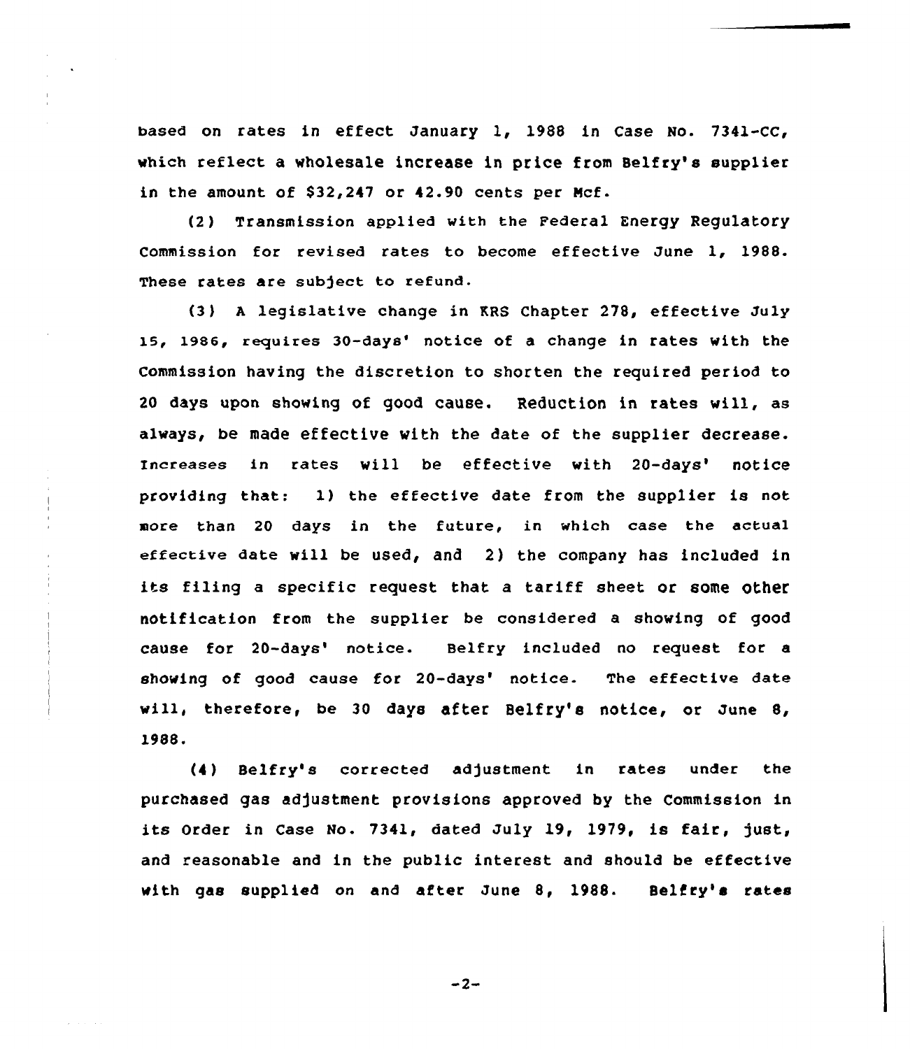based on rates in effect January 1, 1988 in Case No. 7341-CC, which reflect a wholesale increase in price from Belfry's supplier in the amount of $32,247 or 42.90 cents per Mcf.

(2) Transmission applied with the Federal Energy Regulatory Commission for revised rates to become effective June 1, 1988. These rates are subject to refund.

(3) A legislative change in KRS Chapter 278, effective July 15, 1986, requires 30-days' notice of a change in rates with the Commission having the discretion to shorten the required period to 20 days upon showing of good cause. Reduction in rates will, as always, be made effective with the date of the supplier decrease. Increases in rates will be effective with 20-days' notice providing that: 1) the effective date from the supplier is not more than 20 days in the future, in which case the actual effective date will be used, and 2) the company has included in its filing a specific request that a tariff sheet or some other notification from the supplier be considered a showing of good cause for 20-days' notice. Belfry included no request for a showing of good cause for 20-days' notice. The effective date will, therefore, be 30 days after Belfry's notice, or June 8, 1988.

(4) Belfry's corrected adjustment in rates under the purchased gas adjustment provisions approved by the Commission in its Order in Case No. 7341, dated July 19, 1979, is fair, just, and reasonable and in the public interest and should be effective with gas supplied on and after June 8, 1988. Belfry's rates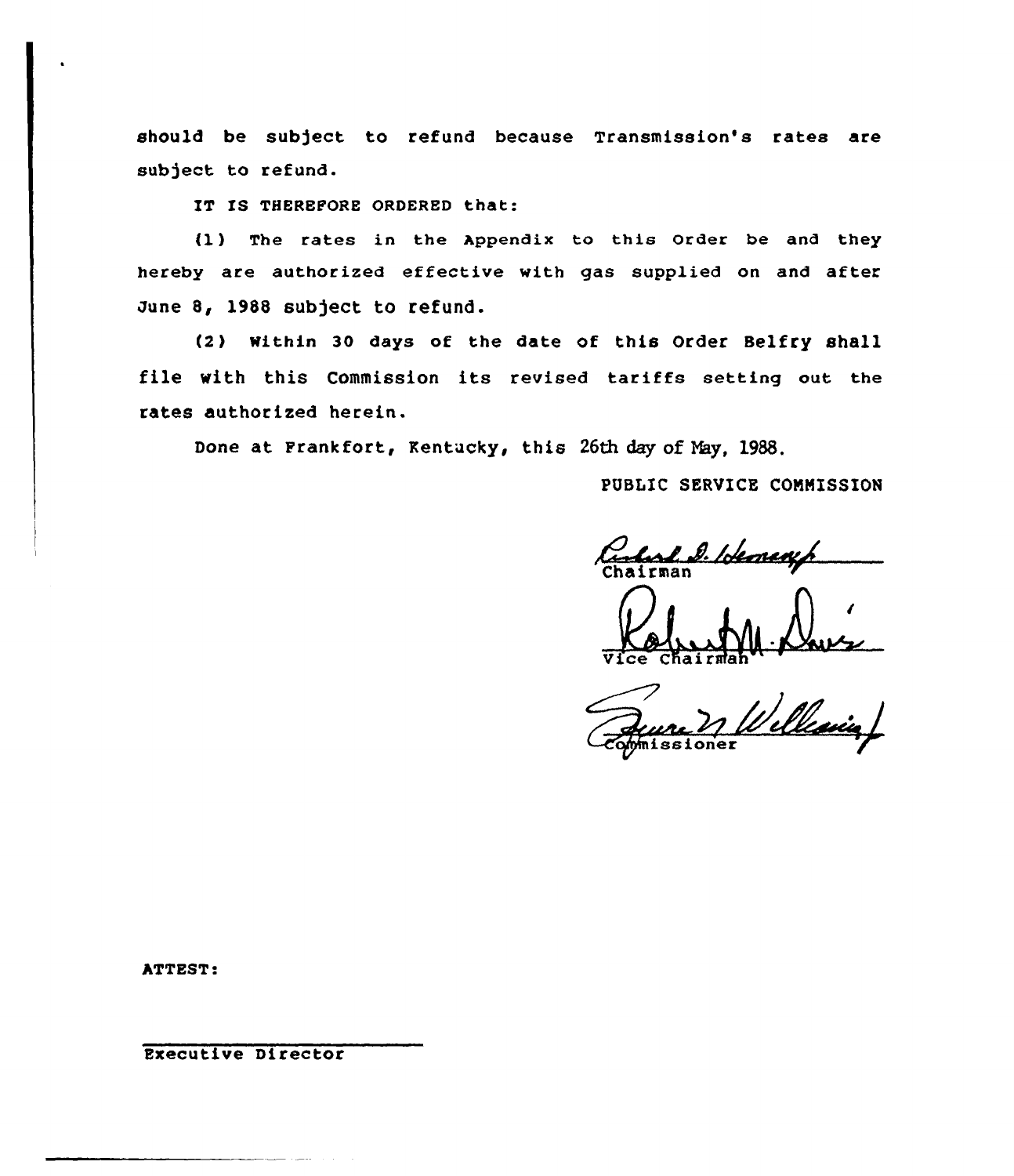should be subject to refund because Transmission's rates are subject to refund.

IT IS THEREFORE ORDERED that:

(1) The rates in the Appendix to this Order be and they hereby are authorized effective with gas supplied on and after June 8, 1988 subject to refund.

(2) Within 30 days of the date of this Order Belfry shall file with this Commission its revised tariffs setting out the rates authorized herein.

Done at Frankfort, Kentucky, this 26th day of May, 1988.

PUBLIC SERVICE COMMISSION

Chairman

Vice Chairman

Commissioner

ATTEST:

Executive Director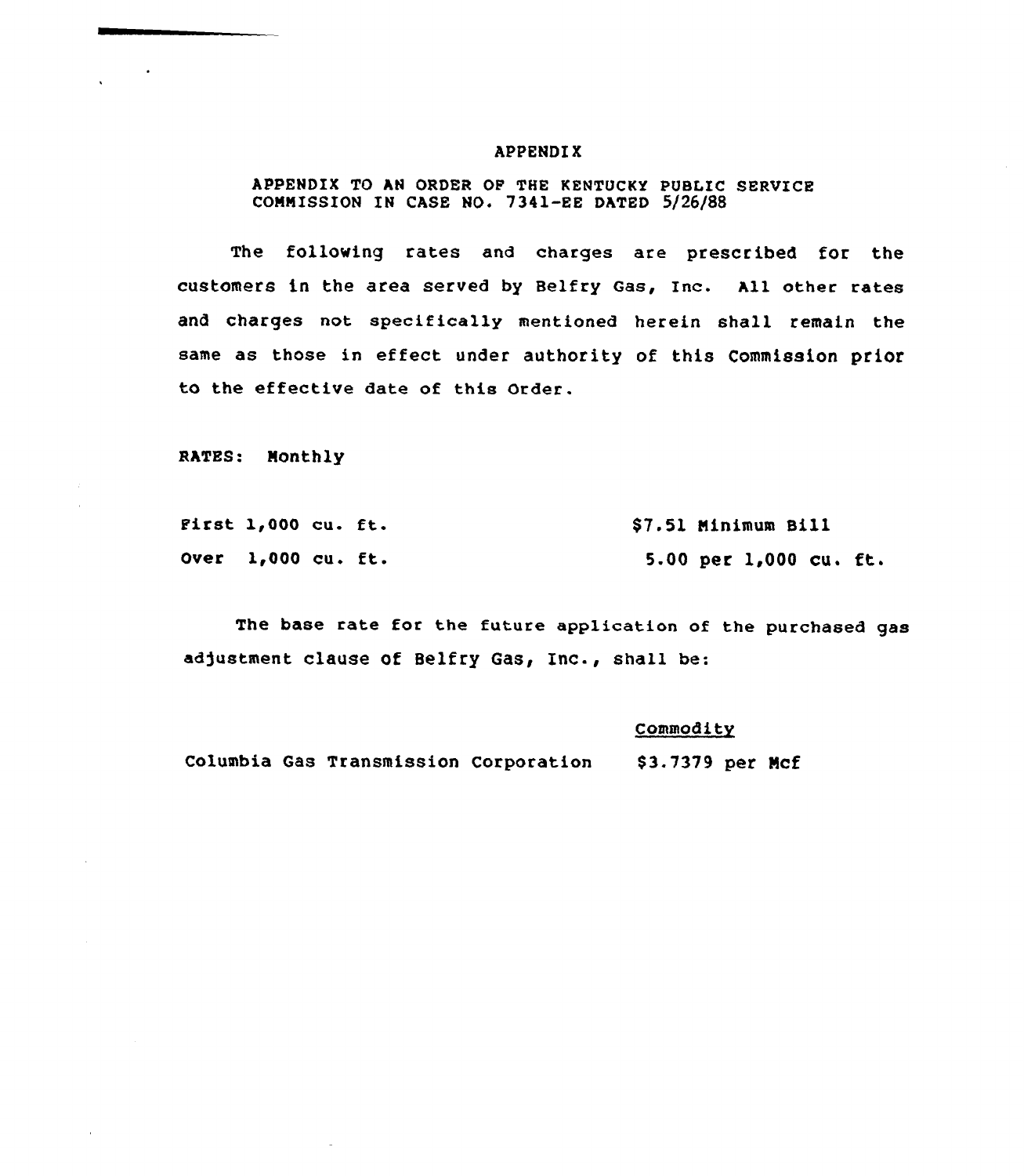# APPENDIX

APPENDIX TO AN ORDER OF THE KENTUCKY PUBLIC SERVICE COMMISSION IN CASE NO. 7341-EE DATED 5/26/88

The following rates and charges are prescribed for the customers in the area served by Belfry Gas, Inc. All other rates and charges not specifically mentioned herein shall remain the same as those in effect under authority of this Commission prior to the effective date of this Order.

RATES: Monthly

| | |
|---|---|
| First 1,000 cu. ft. | $7.51 Minimum Bill |
| Over 1,000 cu. ft. | 5.00 per 1,000 cu. ft. |

The base rate for the future application of the purchased gas adjustment clause of Belfry Gas, Inc., shall be:

| | Commodity |
|---|---|
| Columbia Gas Transmission Corporation | $3.7379 per Mcf |